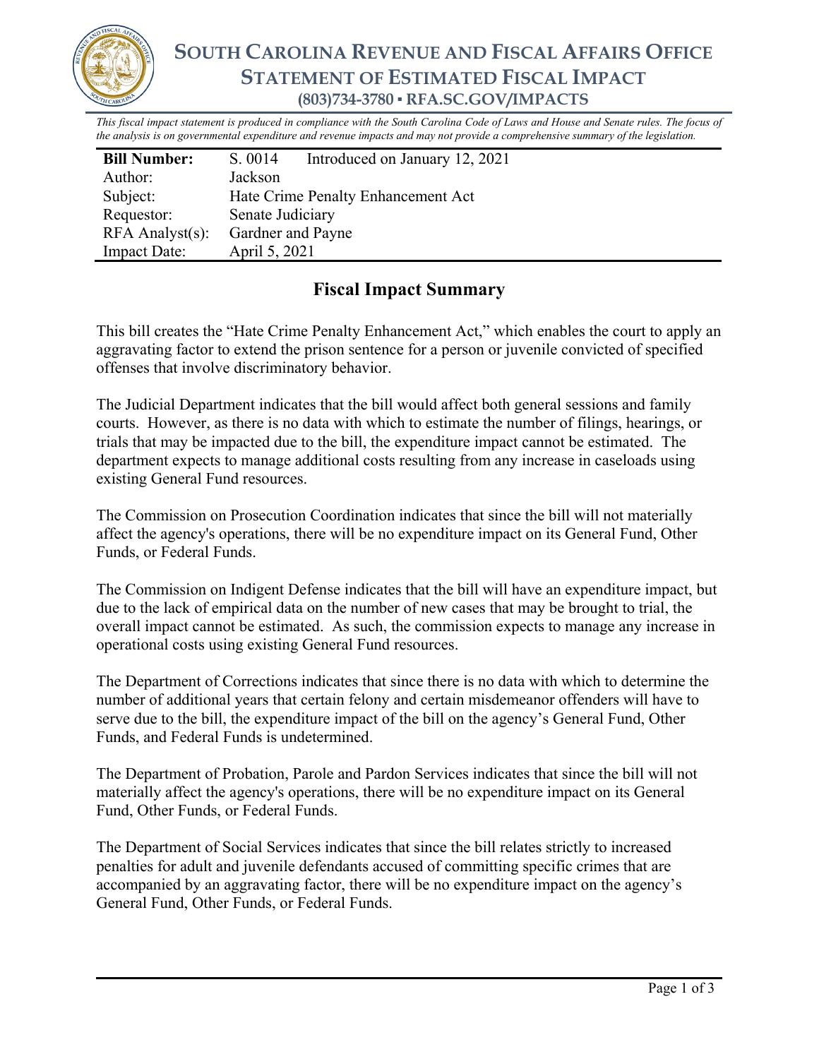# South Carolina Revenue and Fiscal Affairs Office
## Statement of Estimated Fiscal Impact
### (803)734-3780 ▪ RFA.SC.GOV/IMPACTS

*This fiscal impact statement is produced in compliance with the South Carolina Code of Laws and House and Senate rules. The focus of the analysis is on governmental expenditure and revenue impacts and may not provide a comprehensive summary of the legislation.*

| **Bill Number:** | S. 0014 Introduced on January 12, 2021 |
|---|---|
| Author: | Jackson |
| Subject: | Hate Crime Penalty Enhancement Act |
| Requestor: | Senate Judiciary |
| RFA Analyst(s): | Gardner and Payne |
| Impact Date: | April 5, 2021 |

## Fiscal Impact Summary

This bill creates the "Hate Crime Penalty Enhancement Act," which enables the court to apply an aggravating factor to extend the prison sentence for a person or juvenile convicted of specified offenses that involve discriminatory behavior.

The Judicial Department indicates that the bill would affect both general sessions and family courts. However, as there is no data with which to estimate the number of filings, hearings, or trials that may be impacted due to the bill, the expenditure impact cannot be estimated. The department expects to manage additional costs resulting from any increase in caseloads using existing General Fund resources.

The Commission on Prosecution Coordination indicates that since the bill will not materially affect the agency's operations, there will be no expenditure impact on its General Fund, Other Funds, or Federal Funds.

The Commission on Indigent Defense indicates that the bill will have an expenditure impact, but due to the lack of empirical data on the number of new cases that may be brought to trial, the overall impact cannot be estimated. As such, the commission expects to manage any increase in operational costs using existing General Fund resources.

The Department of Corrections indicates that since there is no data with which to determine the number of additional years that certain felony and certain misdemeanor offenders will have to serve due to the bill, the expenditure impact of the bill on the agency's General Fund, Other Funds, and Federal Funds is undetermined.

The Department of Probation, Parole and Pardon Services indicates that since the bill will not materially affect the agency's operations, there will be no expenditure impact on its General Fund, Other Funds, or Federal Funds.

The Department of Social Services indicates that since the bill relates strictly to increased penalties for adult and juvenile defendants accused of committing specific crimes that are accompanied by an aggravating factor, there will be no expenditure impact on the agency's General Fund, Other Funds, or Federal Funds.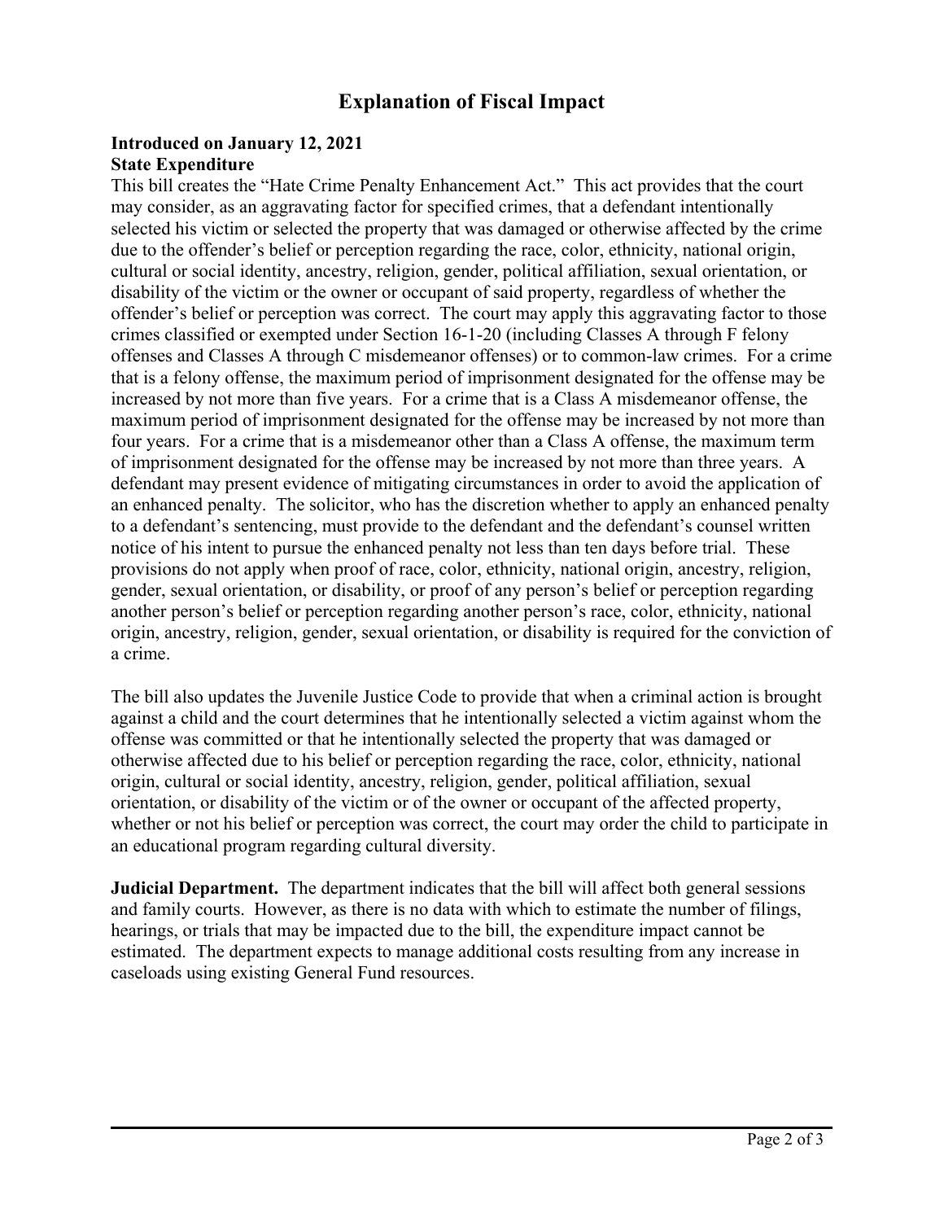# Explanation of Fiscal Impact

**Introduced on January 12, 2021**
**State Expenditure**

This bill creates the "Hate Crime Penalty Enhancement Act." This act provides that the court may consider, as an aggravating factor for specified crimes, that a defendant intentionally selected his victim or selected the property that was damaged or otherwise affected by the crime due to the offender's belief or perception regarding the race, color, ethnicity, national origin, cultural or social identity, ancestry, religion, gender, political affiliation, sexual orientation, or disability of the victim or the owner or occupant of said property, regardless of whether the offender's belief or perception was correct. The court may apply this aggravating factor to those crimes classified or exempted under Section 16-1-20 (including Classes A through F felony offenses and Classes A through C misdemeanor offenses) or to common-law crimes. For a crime that is a felony offense, the maximum period of imprisonment designated for the offense may be increased by not more than five years. For a crime that is a Class A misdemeanor offense, the maximum period of imprisonment designated for the offense may be increased by not more than four years. For a crime that is a misdemeanor other than a Class A offense, the maximum term of imprisonment designated for the offense may be increased by not more than three years. A defendant may present evidence of mitigating circumstances in order to avoid the application of an enhanced penalty. The solicitor, who has the discretion whether to apply an enhanced penalty to a defendant's sentencing, must provide to the defendant and the defendant's counsel written notice of his intent to pursue the enhanced penalty not less than ten days before trial. These provisions do not apply when proof of race, color, ethnicity, national origin, ancestry, religion, gender, sexual orientation, or disability, or proof of any person's belief or perception regarding another person's belief or perception regarding another person's race, color, ethnicity, national origin, ancestry, religion, gender, sexual orientation, or disability is required for the conviction of a crime.

The bill also updates the Juvenile Justice Code to provide that when a criminal action is brought against a child and the court determines that he intentionally selected a victim against whom the offense was committed or that he intentionally selected the property that was damaged or otherwise affected due to his belief or perception regarding the race, color, ethnicity, national origin, cultural or social identity, ancestry, religion, gender, political affiliation, sexual orientation, or disability of the victim or of the owner or occupant of the affected property, whether or not his belief or perception was correct, the court may order the child to participate in an educational program regarding cultural diversity.

**Judicial Department.** The department indicates that the bill will affect both general sessions and family courts. However, as there is no data with which to estimate the number of filings, hearings, or trials that may be impacted due to the bill, the expenditure impact cannot be estimated. The department expects to manage additional costs resulting from any increase in caseloads using existing General Fund resources.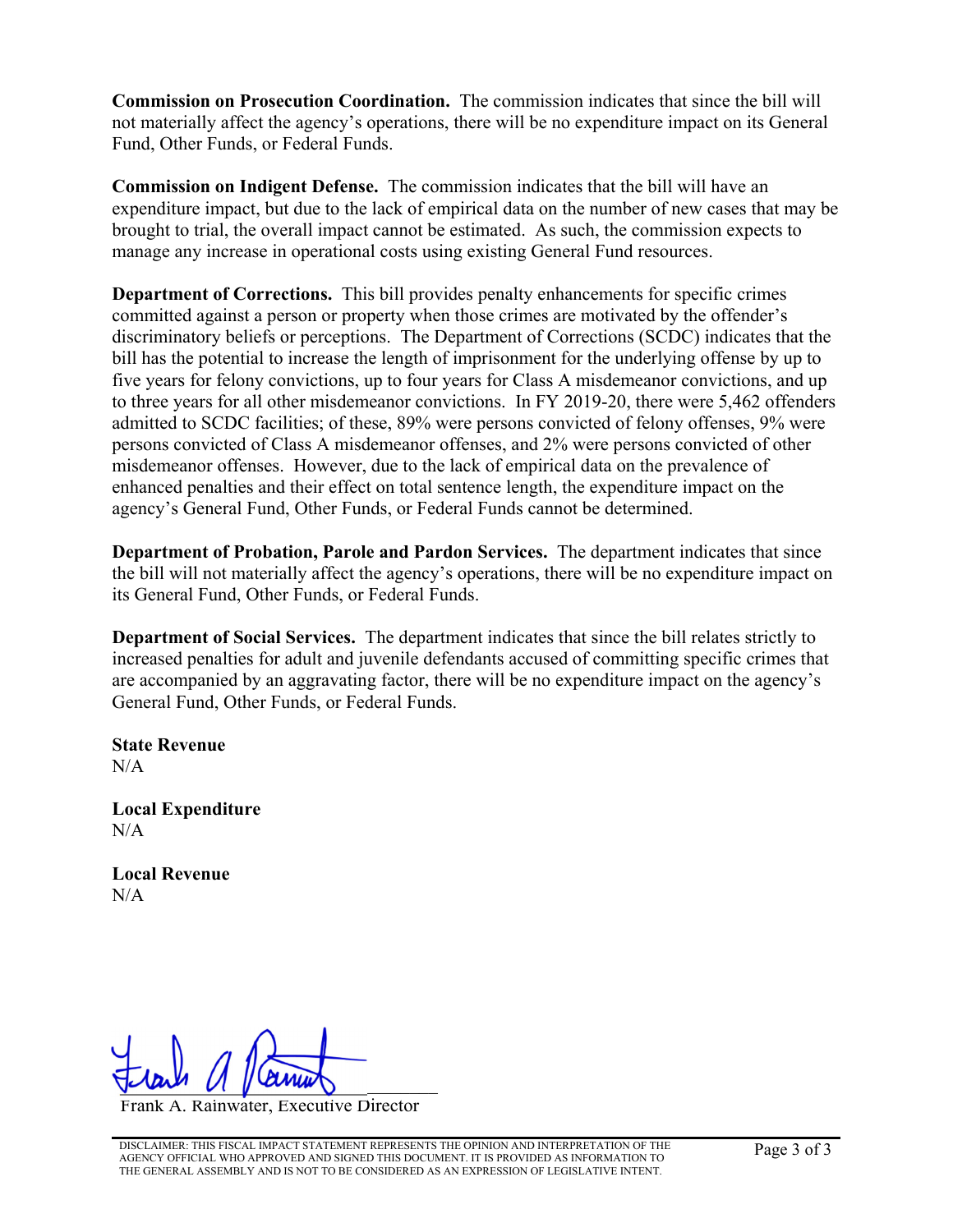**Commission on Prosecution Coordination.** The commission indicates that since the bill will not materially affect the agency's operations, there will be no expenditure impact on its General Fund, Other Funds, or Federal Funds.

**Commission on Indigent Defense.** The commission indicates that the bill will have an expenditure impact, but due to the lack of empirical data on the number of new cases that may be brought to trial, the overall impact cannot be estimated. As such, the commission expects to manage any increase in operational costs using existing General Fund resources.

**Department of Corrections.** This bill provides penalty enhancements for specific crimes committed against a person or property when those crimes are motivated by the offender's discriminatory beliefs or perceptions. The Department of Corrections (SCDC) indicates that the bill has the potential to increase the length of imprisonment for the underlying offense by up to five years for felony convictions, up to four years for Class A misdemeanor convictions, and up to three years for all other misdemeanor convictions. In FY 2019-20, there were 5,462 offenders admitted to SCDC facilities; of these, 89% were persons convicted of felony offenses, 9% were persons convicted of Class A misdemeanor offenses, and 2% were persons convicted of other misdemeanor offenses. However, due to the lack of empirical data on the prevalence of enhanced penalties and their effect on total sentence length, the expenditure impact on the agency's General Fund, Other Funds, or Federal Funds cannot be determined.

**Department of Probation, Parole and Pardon Services.** The department indicates that since the bill will not materially affect the agency's operations, there will be no expenditure impact on its General Fund, Other Funds, or Federal Funds.

**Department of Social Services.** The department indicates that since the bill relates strictly to increased penalties for adult and juvenile defendants accused of committing specific crimes that are accompanied by an aggravating factor, there will be no expenditure impact on the agency's General Fund, Other Funds, or Federal Funds.

**State Revenue**
N/A

**Local Expenditure**
N/A

**Local Revenue**
N/A

Frank A. Rainwater, Executive Director

DISCLAIMER: THIS FISCAL IMPACT STATEMENT REPRESENTS THE OPINION AND INTERPRETATION OF THE AGENCY OFFICIAL WHO APPROVED AND SIGNED THIS DOCUMENT. IT IS PROVIDED AS INFORMATION TO THE GENERAL ASSEMBLY AND IS NOT TO BE CONSIDERED AS AN EXPRESSION OF LEGISLATIVE INTENT.